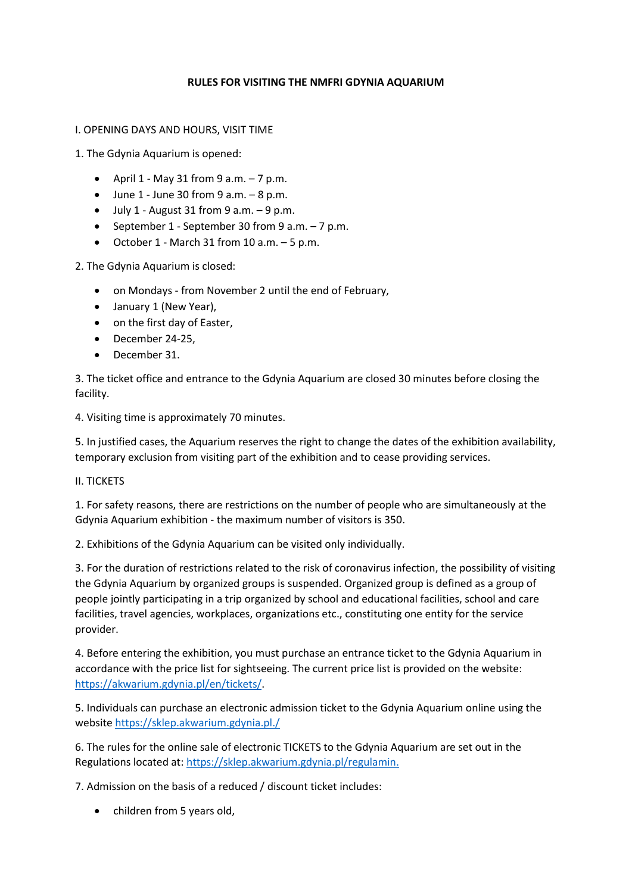# RULES FOR VISITING THE NMFRI GDYNIA AQUARIUM

## I. OPENING DAYS AND HOURS, VISIT TIME

1. The Gdynia Aquarium is opened:

   - April 1 - May 31 from 9 a.m. – 7 p.m.
   - June 1 - June 30 from 9 a.m. – 8 p.m.
   - July 1 - August 31 from 9 a.m. – 9 p.m.
   - September 1 - September 30 from 9 a.m. – 7 p.m.
   - October 1 - March 31 from 10 a.m. – 5 p.m.

2. The Gdynia Aquarium is closed:

   - on Mondays - from November 2 until the end of February,
   - January 1 (New Year),
   - on the first day of Easter,
   - December 24-25,
   - December 31.

3. The ticket office and entrance to the Gdynia Aquarium are closed 30 minutes before closing the facility.

4. Visiting time is approximately 70 minutes.

5. In justified cases, the Aquarium reserves the right to change the dates of the exhibition availability, temporary exclusion from visiting part of the exhibition and to cease providing services.

## II. TICKETS

1. For safety reasons, there are restrictions on the number of people who are simultaneously at the Gdynia Aquarium exhibition - the maximum number of visitors is 350.

2. Exhibitions of the Gdynia Aquarium can be visited only individually.

3. For the duration of restrictions related to the risk of coronavirus infection, the possibility of visiting the Gdynia Aquarium by organized groups is suspended. Organized group is defined as a group of people jointly participating in a trip organized by school and educational facilities, school and care facilities, travel agencies, workplaces, organizations etc., constituting one entity for the service provider.

4. Before entering the exhibition, you must purchase an entrance ticket to the Gdynia Aquarium in accordance with the price list for sightseeing. The current price list is provided on the website: https://akwarium.gdynia.pl/en/tickets/.

5. Individuals can purchase an electronic admission ticket to the Gdynia Aquarium online using the website https://sklep.akwarium.gdynia.pl./

6. The rules for the online sale of electronic TICKETS to the Gdynia Aquarium are set out in the Regulations located at: https://sklep.akwarium.gdynia.pl/regulamin.

7. Admission on the basis of a reduced / discount ticket includes:

   - children from 5 years old,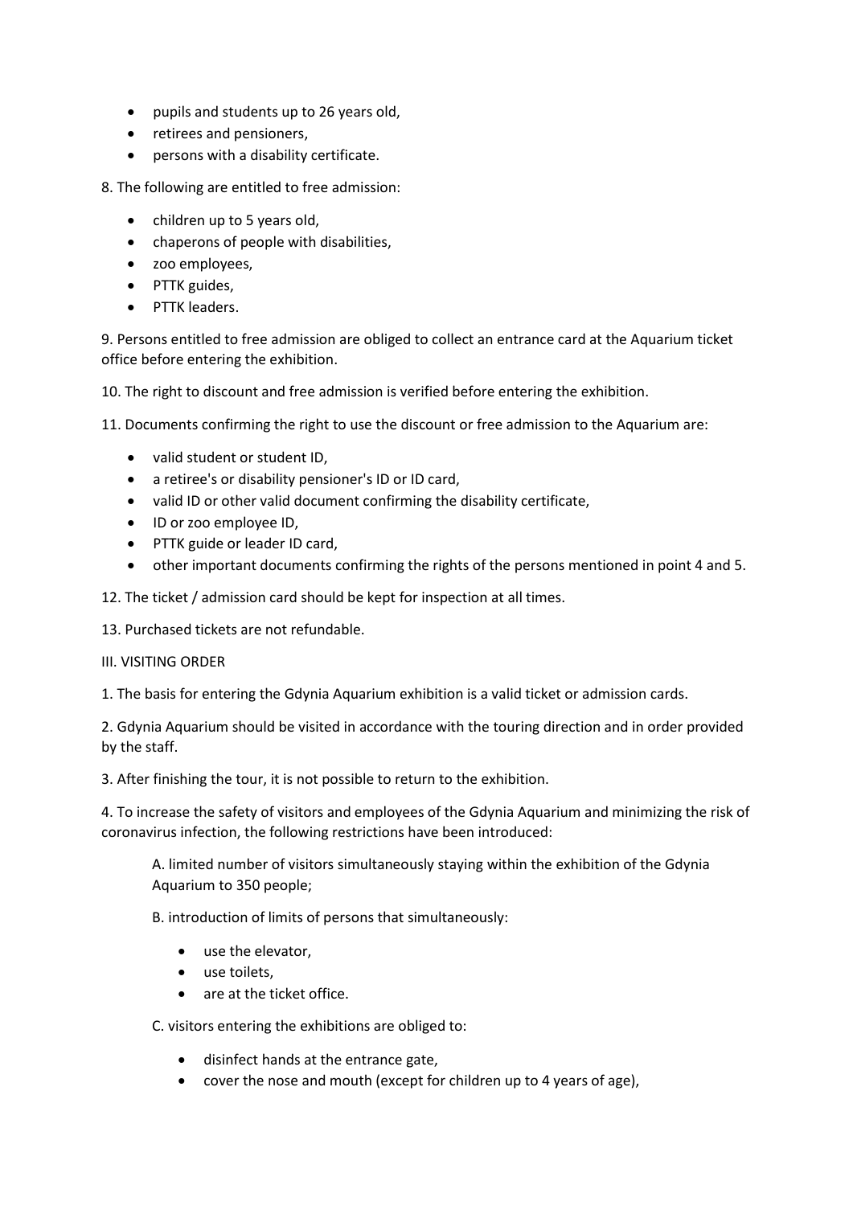- pupils and students up to 26 years old,
- retirees and pensioners,
- persons with a disability certificate.

8. The following are entitled to free admission:

- children up to 5 years old,
- chaperons of people with disabilities,
- zoo employees,
- PTTK guides,
- PTTK leaders.

9. Persons entitled to free admission are obliged to collect an entrance card at the Aquarium ticket office before entering the exhibition.

10. The right to discount and free admission is verified before entering the exhibition.

11. Documents confirming the right to use the discount or free admission to the Aquarium are:

- valid student or student ID,
- a retiree's or disability pensioner's ID or ID card,
- valid ID or other valid document confirming the disability certificate,
- ID or zoo employee ID,
- PTTK guide or leader ID card,
- other important documents confirming the rights of the persons mentioned in point 4 and 5.

12. The ticket / admission card should be kept for inspection at all times.

13. Purchased tickets are not refundable.

III. VISITING ORDER

1. The basis for entering the Gdynia Aquarium exhibition is a valid ticket or admission cards.

2. Gdynia Aquarium should be visited in accordance with the touring direction and in order provided by the staff.

3. After finishing the tour, it is not possible to return to the exhibition.

4. To increase the safety of visitors and employees of the Gdynia Aquarium and minimizing the risk of coronavirus infection, the following restrictions have been introduced:

   A. limited number of visitors simultaneously staying within the exhibition of the Gdynia Aquarium to 350 people;

   B. introduction of limits of persons that simultaneously:

   - use the elevator,
   - use toilets,
   - are at the ticket office.

   C. visitors entering the exhibitions are obliged to:

   - disinfect hands at the entrance gate,
   - cover the nose and mouth (except for children up to 4 years of age),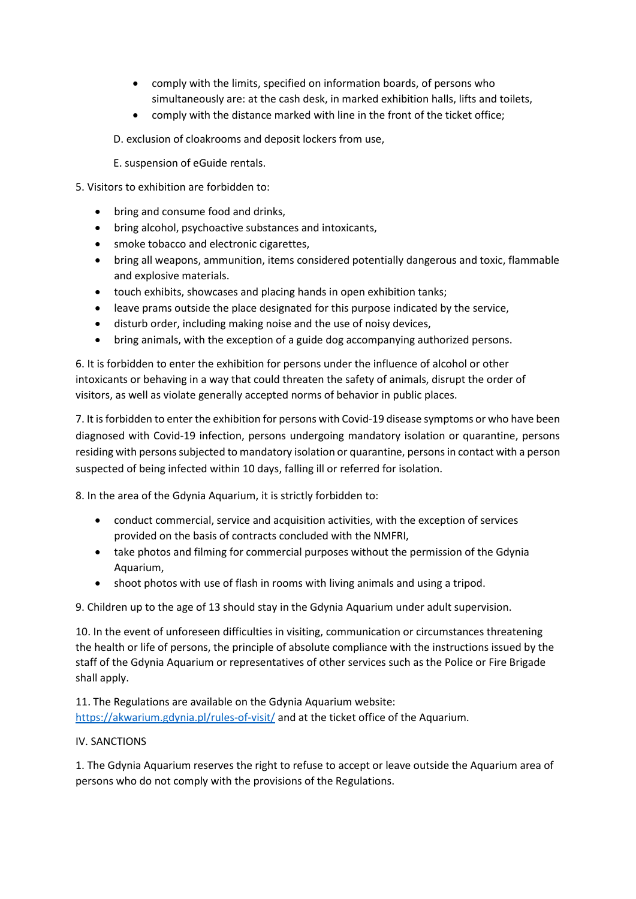- comply with the limits, specified on information boards, of persons who simultaneously are: at the cash desk, in marked exhibition halls, lifts and toilets,
- comply with the distance marked with line in the front of the ticket office;

D. exclusion of cloakrooms and deposit lockers from use,

E. suspension of eGuide rentals.

5. Visitors to exhibition are forbidden to:

- bring and consume food and drinks,
- bring alcohol, psychoactive substances and intoxicants,
- smoke tobacco and electronic cigarettes,
- bring all weapons, ammunition, items considered potentially dangerous and toxic, flammable and explosive materials.
- touch exhibits, showcases and placing hands in open exhibition tanks;
- leave prams outside the place designated for this purpose indicated by the service,
- disturb order, including making noise and the use of noisy devices,
- bring animals, with the exception of a guide dog accompanying authorized persons.

6. It is forbidden to enter the exhibition for persons under the influence of alcohol or other intoxicants or behaving in a way that could threaten the safety of animals, disrupt the order of visitors, as well as violate generally accepted norms of behavior in public places.

7. It is forbidden to enter the exhibition for persons with Covid-19 disease symptoms or who have been diagnosed with Covid-19 infection, persons undergoing mandatory isolation or quarantine, persons residing with persons subjected to mandatory isolation or quarantine, persons in contact with a person suspected of being infected within 10 days, falling ill or referred for isolation.

8. In the area of the Gdynia Aquarium, it is strictly forbidden to:

- conduct commercial, service and acquisition activities, with the exception of services provided on the basis of contracts concluded with the NMFRI,
- take photos and filming for commercial purposes without the permission of the Gdynia Aquarium,
- shoot photos with use of flash in rooms with living animals and using a tripod.

9. Children up to the age of 13 should stay in the Gdynia Aquarium under adult supervision.

10. In the event of unforeseen difficulties in visiting, communication or circumstances threatening the health or life of persons, the principle of absolute compliance with the instructions issued by the staff of the Gdynia Aquarium or representatives of other services such as the Police or Fire Brigade shall apply.

11. The Regulations are available on the Gdynia Aquarium website: [https://akwarium.gdynia.pl/rules-of-visit/](https://akwarium.gdynia.pl/rules-of-visit/) and at the ticket office of the Aquarium.

## IV. SANCTIONS

1. The Gdynia Aquarium reserves the right to refuse to accept or leave outside the Aquarium area of persons who do not comply with the provisions of the Regulations.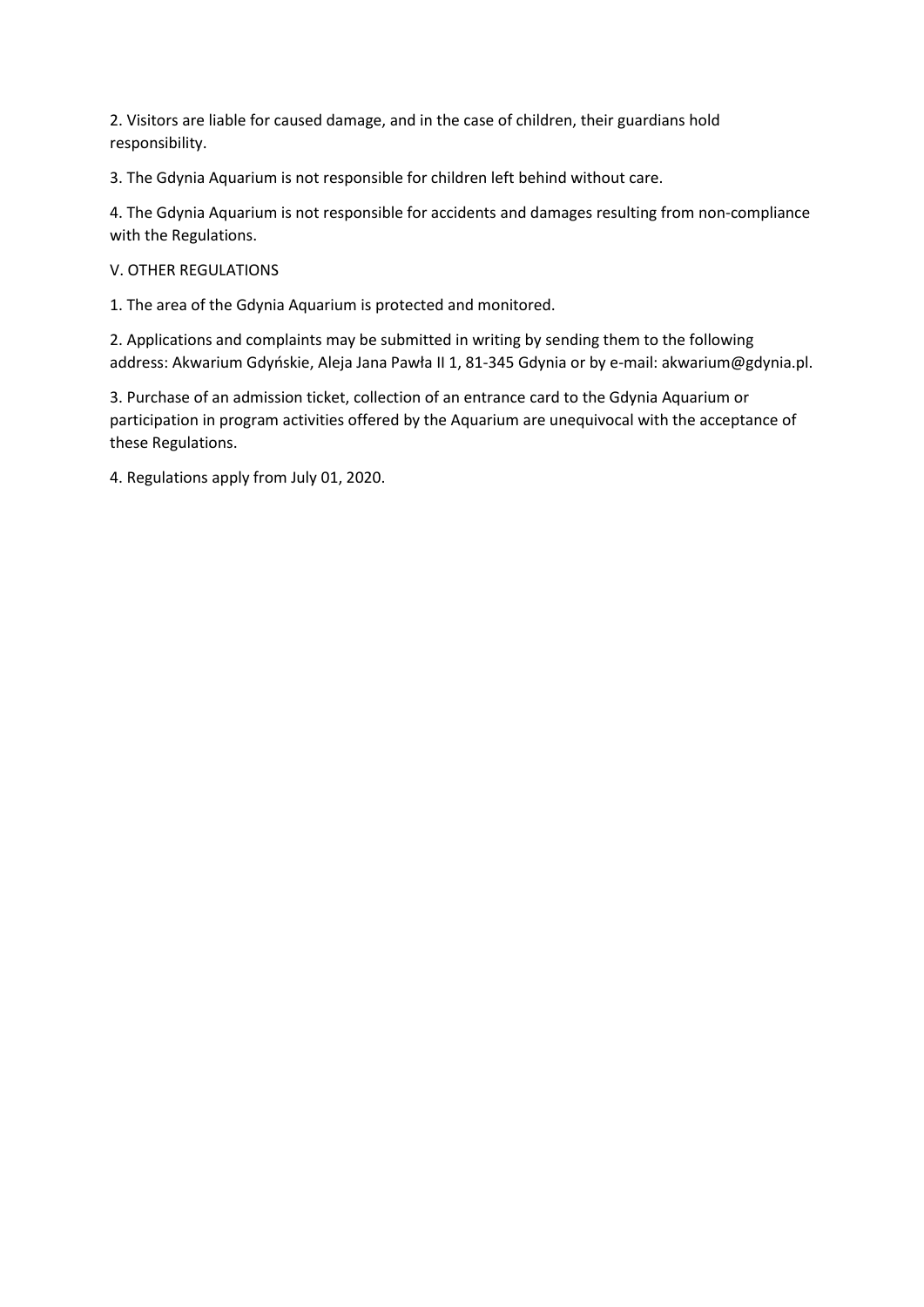2. Visitors are liable for caused damage, and in the case of children, their guardians hold responsibility.

3. The Gdynia Aquarium is not responsible for children left behind without care.

4. The Gdynia Aquarium is not responsible for accidents and damages resulting from non-compliance with the Regulations.

## V. OTHER REGULATIONS

1. The area of the Gdynia Aquarium is protected and monitored.

2. Applications and complaints may be submitted in writing by sending them to the following address: Akwarium Gdyńskie, Aleja Jana Pawła II 1, 81-345 Gdynia or by e-mail: akwarium@gdynia.pl.

3. Purchase of an admission ticket, collection of an entrance card to the Gdynia Aquarium or participation in program activities offered by the Aquarium are unequivocal with the acceptance of these Regulations.

4. Regulations apply from July 01, 2020.